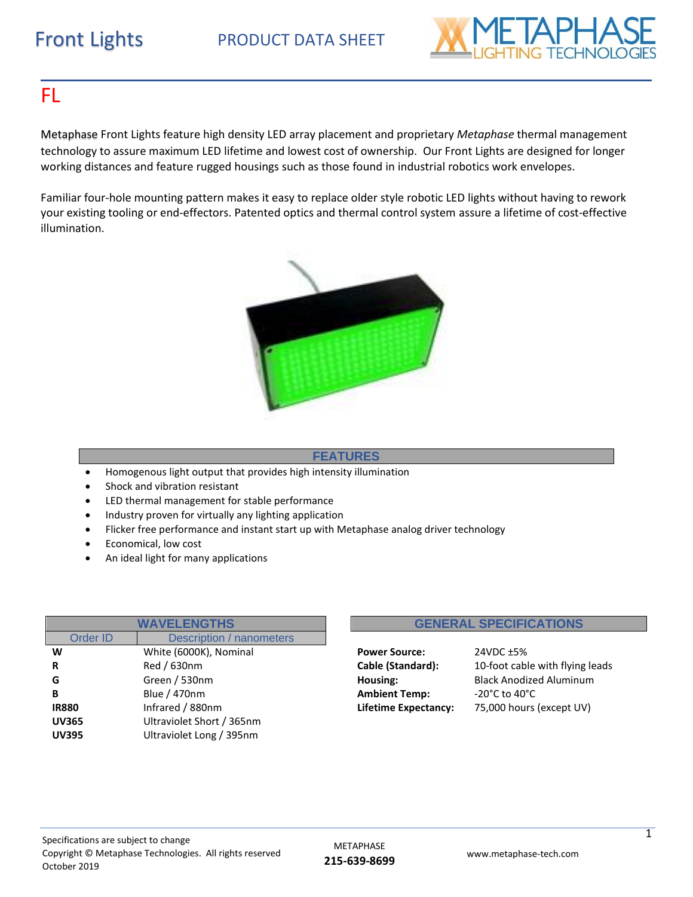Front Lights PRODUCT DATA SHEET

# FL

Metaphase Front Lights feature high density LED array placement and proprietary *Metaphase* thermal management technology to assure maximum LED lifetime and lowest cost of ownership. Our Front Lights are designed for longer working distances and feature rugged housings such as those found in industrial robotics work envelopes.

Familiar four-hole mounting pattern makes it easy to replace older style robotic LED lights without having to rework your existing tooling or end-effectors. Patented optics and thermal control system assure a lifetime of cost-effective illumination.

## FEATURES

- Homogenous light output that provides high intensity illumination
- Shock and vibration resistant
- LED thermal management for stable performance
- Industry proven for virtually any lighting application
- Flicker free performance and instant start up with Metaphase analog driver technology
- Economical, low cost
- An ideal light for many applications

## WAVELENGTHS

| Order ID | Description / nanometers |
|---|---|
| **W** | White (6000K), Nominal |
| **R** | Red / 630nm |
| **G** | Green / 530nm |
| **B** | Blue / 470nm |
| **IR880** | Infrared / 880nm |
| **UV365** | Ultraviolet Short / 365nm |
| **UV395** | Ultraviolet Long / 395nm |

## GENERAL SPECIFICATIONS

| | |
|---|---|
| **Power Source:** | 24VDC ±5% |
| **Cable (Standard):** | 10-foot cable with flying leads |
| **Housing:** | Black Anodized Aluminum |
| **Ambient Temp:** | -20°C to 40°C |
| **Lifetime Expectancy:** | 75,000 hours (except UV) |

Specifications are subject to change
Copyright © Metaphase Technologies. All rights reserved
October 2019

METAPHASE
**215-639-8699**

www.metaphase-tech.com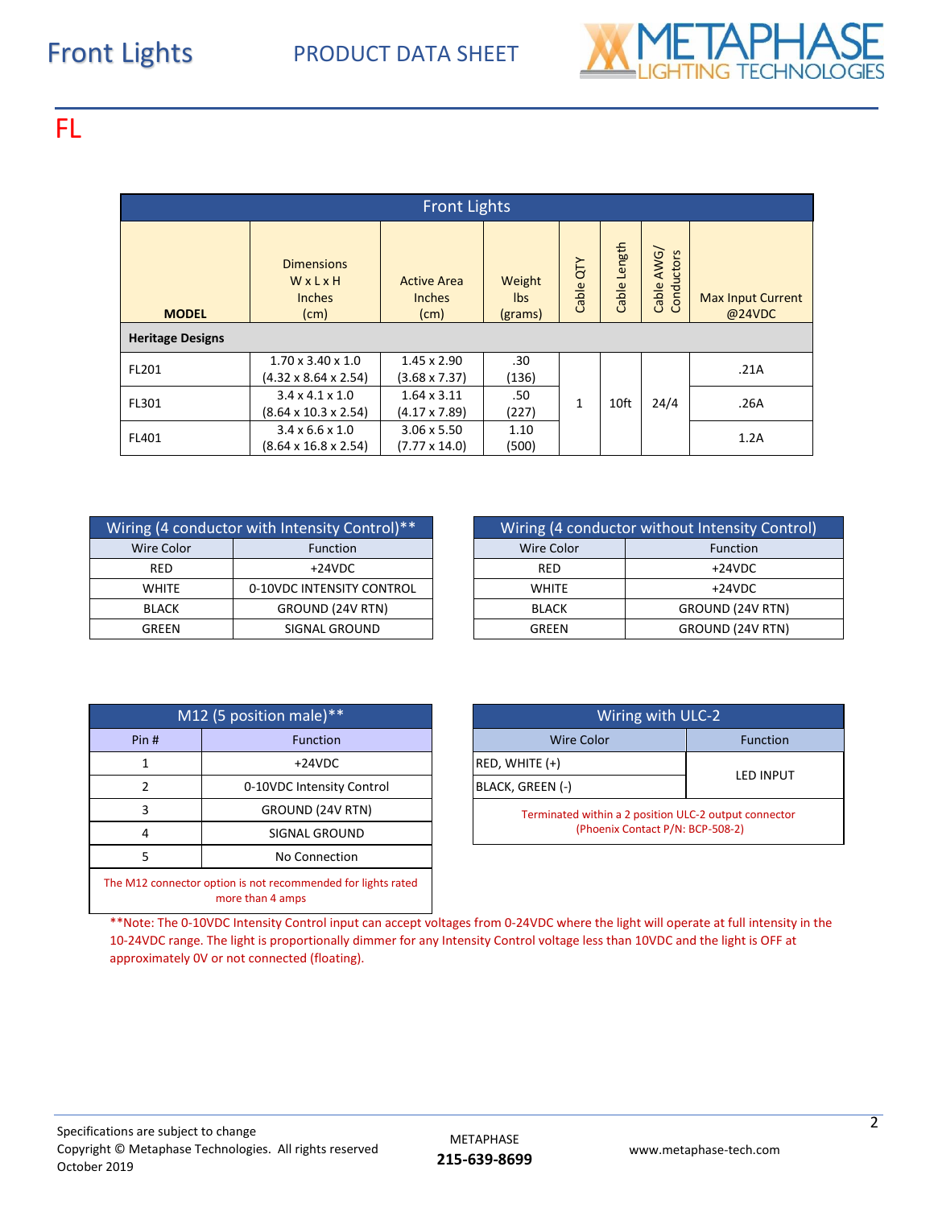# Front Lights

PRODUCT DATA SHEET

## FL

| Front Lights | | | | | | | |
|---|---|---|---|---|---|---|---|
| **MODEL** | Dimensions W x L x H Inches (cm) | Active Area Inches (cm) | Weight lbs (grams) | Cable QTY | Cable Length | Cable AWG/ Conductors | Max Input Current @24VDC |
| **Heritage Designs** | | | | | | | |
| FL201 | 1.70 x 3.40 x 1.0 (4.32 x 8.64 x 2.54) | 1.45 x 2.90 (3.68 x 7.37) | .30 (136) | 1 | 10ft | 24/4 | .21A |
| FL301 | 3.4 x 4.1 x 1.0 (8.64 x 10.3 x 2.54) | 1.64 x 3.11 (4.17 x 7.89) | .50 (227) | | | | .26A |
| FL401 | 3.4 x 6.6 x 1.0 (8.64 x 16.8 x 2.54) | 3.06 x 5.50 (7.77 x 14.0) | 1.10 (500) | | | | 1.2A |

| Wiring (4 conductor with Intensity Control)** | |
|---|---|
| Wire Color | Function |
| RED | +24VDC |
| WHITE | 0-10VDC INTENSITY CONTROL |
| BLACK | GROUND (24V RTN) |
| GREEN | SIGNAL GROUND |

| Wiring (4 conductor without Intensity Control) | |
|---|---|
| Wire Color | Function |
| RED | +24VDC |
| WHITE | +24VDC |
| BLACK | GROUND (24V RTN) |
| GREEN | GROUND (24V RTN) |

| M12 (5 position male)** | |
|---|---|
| Pin # | Function |
| 1 | +24VDC |
| 2 | 0-10VDC Intensity Control |
| 3 | GROUND (24V RTN) |
| 4 | SIGNAL GROUND |
| 5 | No Connection |
| The M12 connector option is not recommended for lights rated more than 4 amps | |

| Wiring with ULC-2 | |
|---|---|
| Wire Color | Function |
| RED, WHITE (+) | LED INPUT |
| BLACK, GREEN (-) | |
| Terminated within a 2 position ULC-2 output connector (Phoenix Contact P/N: BCP-508-2) | |

**Note: The 0-10VDC Intensity Control input can accept voltages from 0-24VDC where the light will operate at full intensity in the 10-24VDC range. The light is proportionally dimmer for any Intensity Control voltage less than 10VDC and the light is OFF at approximately 0V or not connected (floating).

Specifications are subject to change
Copyright © Metaphase Technologies. All rights reserved
October 2019

METAPHASE
**215-639-8699**

www.metaphase-tech.com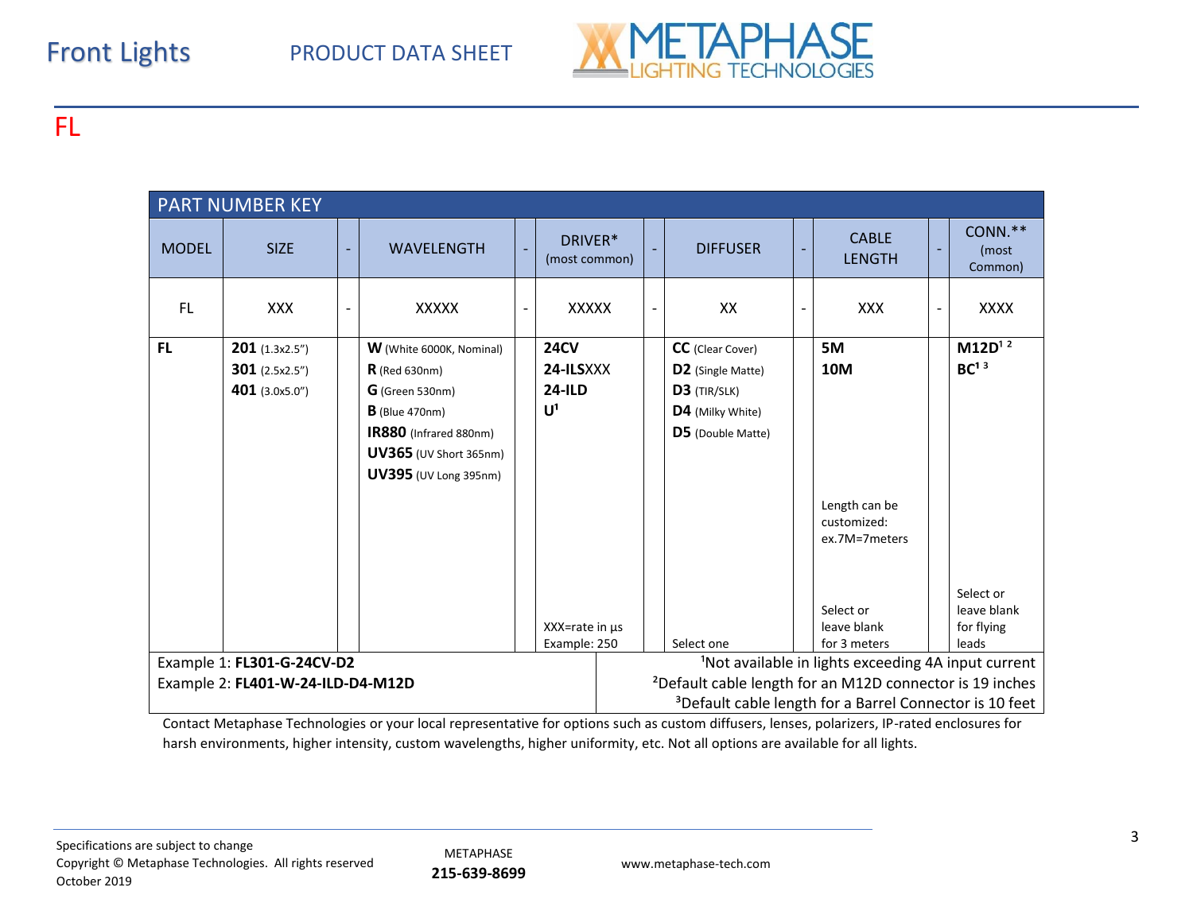# FL

## PART NUMBER KEY

| MODEL | SIZE | - | WAVELENGTH | - | DRIVER* (most common) | - | DIFFUSER | - | CABLE LENGTH | - | CONN.** (most Common) |
|---|---|---|---|---|---|---|---|---|---|---|---|
| FL | XXX | - | XXXXX | - | XXXXX | - | XX | - | XXX | - | XXXX |
| **FL** | **201** (1.3x2.5")<br>**301** (2.5x2.5")<br>**401** (3.0x5.0") | | **W** (White 6000K, Nominal)<br>**R** (Red 630nm)<br>**G** (Green 530nm)<br>**B** (Blue 470nm)<br>**IR880** (Infrared 880nm)<br>**UV365** (UV Short 365nm)<br>**UV395** (UV Long 395nm) | | **24CV**<br>**24-ILS**XXX<br>**24-ILD**<br>**U**[1]<br><br>XXX=rate in µs<br>Example: 250 | | **CC** (Clear Cover)<br>**D2** (Single Matte)<br>**D3** (TIR/SLK)<br>**D4** (Milky White)<br>**D5** (Double Matte)<br><br>Select one | | **5M**<br>**10M**<br><br>Length can be customized: ex.7M=7meters<br><br>Select or leave blank for 3 meters | | **M12D**[1 2]<br>**BC**[1 3]<br><br>Select or leave blank for flying leads |

Example 1: **FL301-G-24CV-D2**
Example 2: **FL401-W-24-ILD-D4-M12D**

[1]Not available in lights exceeding 4A input current
[2]Default cable length for an M12D connector is 19 inches
[3]Default cable length for a Barrel Connector is 10 feet

Contact Metaphase Technologies or your local representative for options such as custom diffusers, lenses, polarizers, IP-rated enclosures for harsh environments, higher intensity, custom wavelengths, higher uniformity, etc. Not all options are available for all lights.

Specifications are subject to change
Copyright © Metaphase Technologies. All rights reserved
October 2019

METAPHASE
**215-639-8699**

www.metaphase-tech.com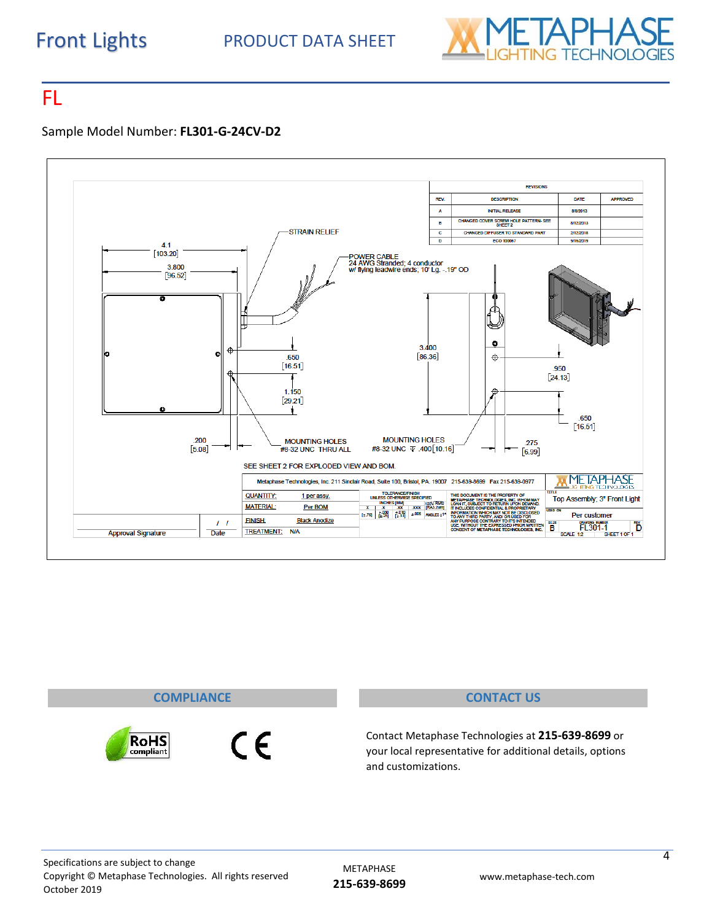# FL

Sample Model Number: **FL301-G-24CV-D2**

| REV. | DESCRIPTION | DATE | APPROVED |
|---|---|---|---|
| A | INITIAL RELEASE | 8/8/2013 | |
| B | CHANGED COVER SCREW HOLE PATTERN- SEE SHEET 2 | 8/12/2013 | |
| C | CHANGED DIFFUSER TO STANDARD PART | 2/12/2018 | |
| D | ECO 100067 | 9/16/2019 | |

STRAIN RELIEF

POWER CABLE
24 AWG Stranded; 4 conductor
w/ flying leadwire ends; 10' Lg. -.19" OD

4.1 [103.20]
3.800 [96.52]
.650 [16.51]
1.150 [29.21]
3.400 [86.36]
.950 [24.13]
.650 [16.51]
.200 [5.08]
.275 [6.99]

MOUNTING HOLES #8-32 UNC THRU ALL

MOUNTING HOLES #8-32 UNC ⊽ .400[10.16]

SEE SHEET 2 FOR EXPLODED VIEW AND BOM.

Metaphase Technologies, Inc. 211 Sinclair Road, Suite 100, Bristol, PA. 19007 215-639-8699 Fax 215-639-0977

QUANTITY: 1 per assy.
MATERIAL: Per BOM
FINISH: Black Anodize
TREATMENT: N/A

Approval Signature — Date / /

TOLERANCE/FINISH UNLESS OTHERWISE SPECIFIED

THIS DOCUMENT IS THE PROPERTY OF METAPHASE TECHNOLOGIES, INC. WHOM MAY LOAN IT, SUBJECT TO RETURN UPON DEMAND. IT INCLUDES CONFIDENTIAL & PROPRIETARY INFORMATION WHICH MAY NOT BE DISCLOSED TO ANY THIRD PARTY, AND/OR USED FOR ANY PURPOSE CONTRARY TO IT'S INTENDED USE, WITHOUT THE EXPRESSED PRIOR WRITTEN CONSENT OF METAPHASE TECHNOLOGIES, INC.

TITLE: Top Assembly; 3" Front Light
USED ON: Per customer
SIZE: B — DRAWING NUMBER: FL301-1 — REV: D
SCALE 1:2 — SHEET 1 OF 1

## COMPLIANCE

RoHS compliant

CE

## CONTACT US

Contact Metaphase Technologies at **215-639-8699** or your local representative for additional details, options and customizations.

Specifications are subject to change
Copyright © Metaphase Technologies. All rights reserved
October 2019

METAPHASE
**215-639-8699**

www.metaphase-tech.com